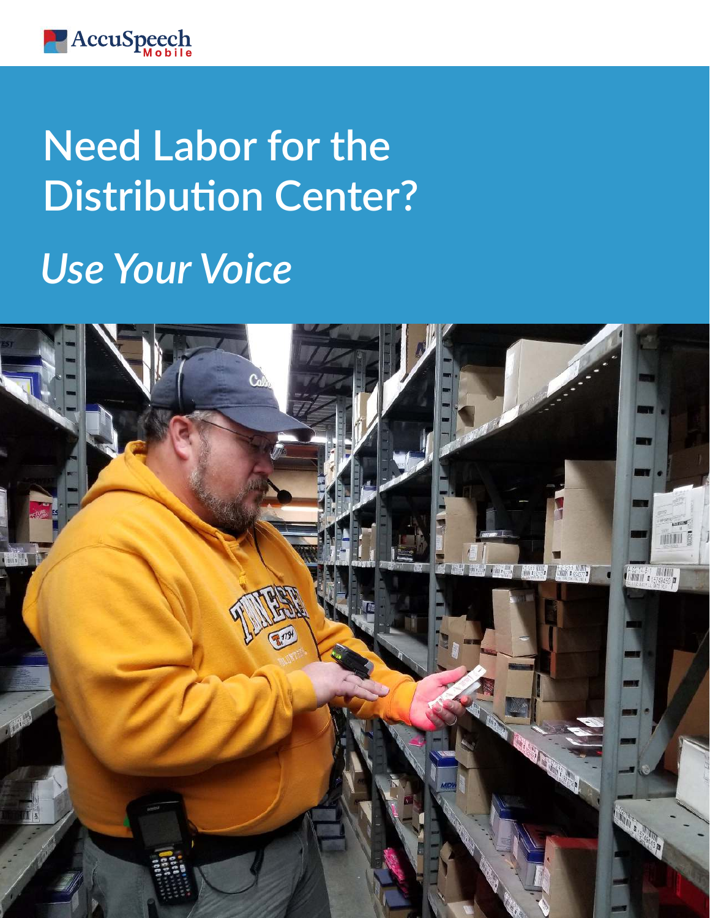AccuSpeech Mobile

# Need Labor for the Distribution Center?

## *Use Your Voice*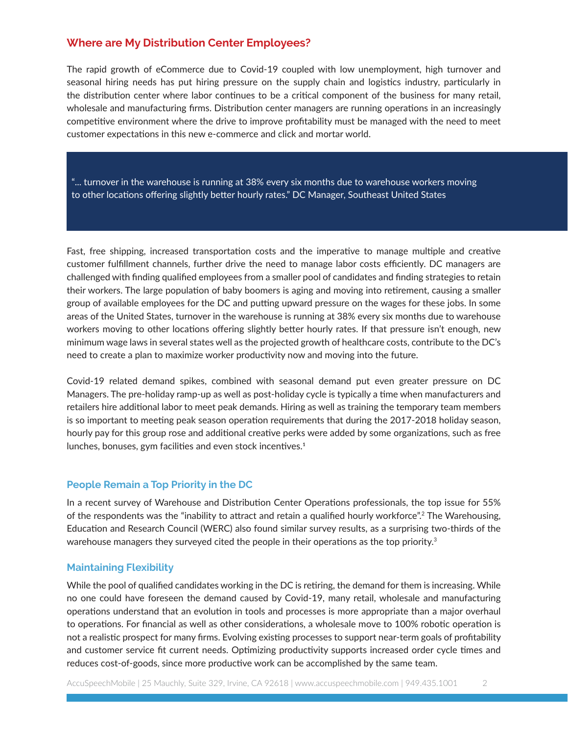## Where are My Distribution Center Employees?

The rapid growth of eCommerce due to Covid-19 coupled with low unemployment, high turnover and seasonal hiring needs has put hiring pressure on the supply chain and logistics industry, particularly in the distribution center where labor continues to be a critical component of the business for many retail, wholesale and manufacturing firms. Distribution center managers are running operations in an increasingly competitive environment where the drive to improve profitability must be managed with the need to meet customer expectations in this new e-commerce and click and mortar world.

> "... turnover in the warehouse is running at 38% every six months due to warehouse workers moving to other locations offering slightly better hourly rates." DC Manager, Southeast United States

Fast, free shipping, increased transportation costs and the imperative to manage multiple and creative customer fulfillment channels, further drive the need to manage labor costs efficiently. DC managers are challenged with finding qualified employees from a smaller pool of candidates and finding strategies to retain their workers. The large population of baby boomers is aging and moving into retirement, causing a smaller group of available employees for the DC and putting upward pressure on the wages for these jobs. In some areas of the United States, turnover in the warehouse is running at 38% every six months due to warehouse workers moving to other locations offering slightly better hourly rates. If that pressure isn't enough, new minimum wage laws in several states well as the projected growth of healthcare costs, contribute to the DC's need to create a plan to maximize worker productivity now and moving into the future.

Covid-19 related demand spikes, combined with seasonal demand put even greater pressure on DC Managers. The pre-holiday ramp-up as well as post-holiday cycle is typically a time when manufacturers and retailers hire additional labor to meet peak demands. Hiring as well as training the temporary team members is so important to meeting peak season operation requirements that during the 2017-2018 holiday season, hourly pay for this group rose and additional creative perks were added by some organizations, such as free lunches, bonuses, gym facilities and even stock incentives.[1]

### People Remain a Top Priority in the DC

In a recent survey of Warehouse and Distribution Center Operations professionals, the top issue for 55% of the respondents was the "inability to attract and retain a qualified hourly workforce".[2] The Warehousing, Education and Research Council (WERC) also found similar survey results, as a surprising two-thirds of the warehouse managers they surveyed cited the people in their operations as the top priority.[3]

### Maintaining Flexibility

While the pool of qualified candidates working in the DC is retiring, the demand for them is increasing. While no one could have foreseen the demand caused by Covid-19, many retail, wholesale and manufacturing operations understand that an evolution in tools and processes is more appropriate than a major overhaul to operations. For financial as well as other considerations, a wholesale move to 100% robotic operation is not a realistic prospect for many firms. Evolving existing processes to support near-term goals of profitability and customer service fit current needs. Optimizing productivity supports increased order cycle times and reduces cost-of-goods, since more productive work can be accomplished by the same team.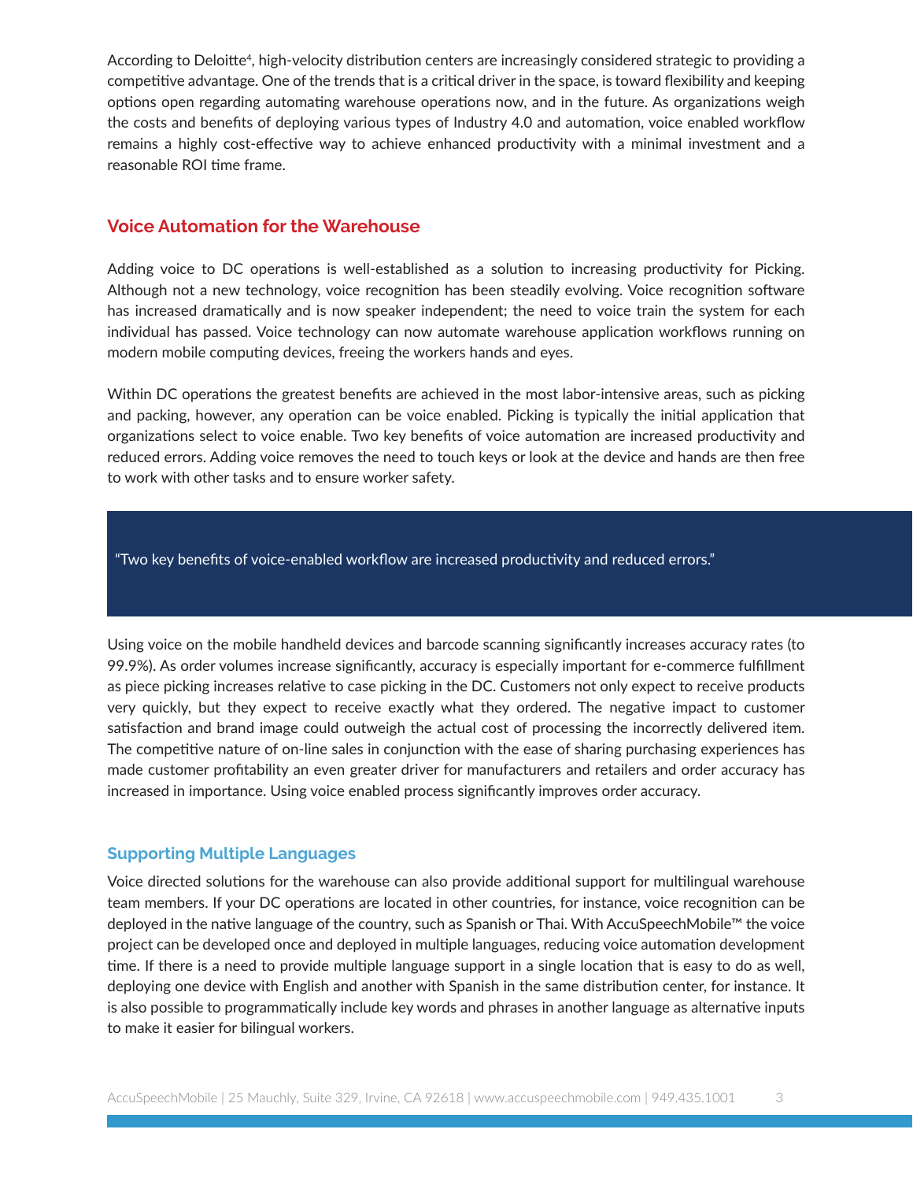According to Deloitte[4], high-velocity distribution centers are increasingly considered strategic to providing a competitive advantage. One of the trends that is a critical driver in the space, is toward flexibility and keeping options open regarding automating warehouse operations now, and in the future. As organizations weigh the costs and benefits of deploying various types of Industry 4.0 and automation, voice enabled workflow remains a highly cost-effective way to achieve enhanced productivity with a minimal investment and a reasonable ROI time frame.

## Voice Automation for the Warehouse

Adding voice to DC operations is well-established as a solution to increasing productivity for Picking. Although not a new technology, voice recognition has been steadily evolving. Voice recognition software has increased dramatically and is now speaker independent; the need to voice train the system for each individual has passed. Voice technology can now automate warehouse application workflows running on modern mobile computing devices, freeing the workers hands and eyes.

Within DC operations the greatest benefits are achieved in the most labor-intensive areas, such as picking and packing, however, any operation can be voice enabled. Picking is typically the initial application that organizations select to voice enable. Two key benefits of voice automation are increased productivity and reduced errors. Adding voice removes the need to touch keys or look at the device and hands are then free to work with other tasks and to ensure worker safety.

> "Two key benefits of voice-enabled workflow are increased productivity and reduced errors."

Using voice on the mobile handheld devices and barcode scanning significantly increases accuracy rates (to 99.9%). As order volumes increase significantly, accuracy is especially important for e-commerce fulfillment as piece picking increases relative to case picking in the DC. Customers not only expect to receive products very quickly, but they expect to receive exactly what they ordered. The negative impact to customer satisfaction and brand image could outweigh the actual cost of processing the incorrectly delivered item. The competitive nature of on-line sales in conjunction with the ease of sharing purchasing experiences has made customer profitability an even greater driver for manufacturers and retailers and order accuracy has increased in importance. Using voice enabled process significantly improves order accuracy.

### Supporting Multiple Languages

Voice directed solutions for the warehouse can also provide additional support for multilingual warehouse team members. If your DC operations are located in other countries, for instance, voice recognition can be deployed in the native language of the country, such as Spanish or Thai. With AccuSpeechMobile™ the voice project can be developed once and deployed in multiple languages, reducing voice automation development time. If there is a need to provide multiple language support in a single location that is easy to do as well, deploying one device with English and another with Spanish in the same distribution center, for instance. It is also possible to programmatically include key words and phrases in another language as alternative inputs to make it easier for bilingual workers.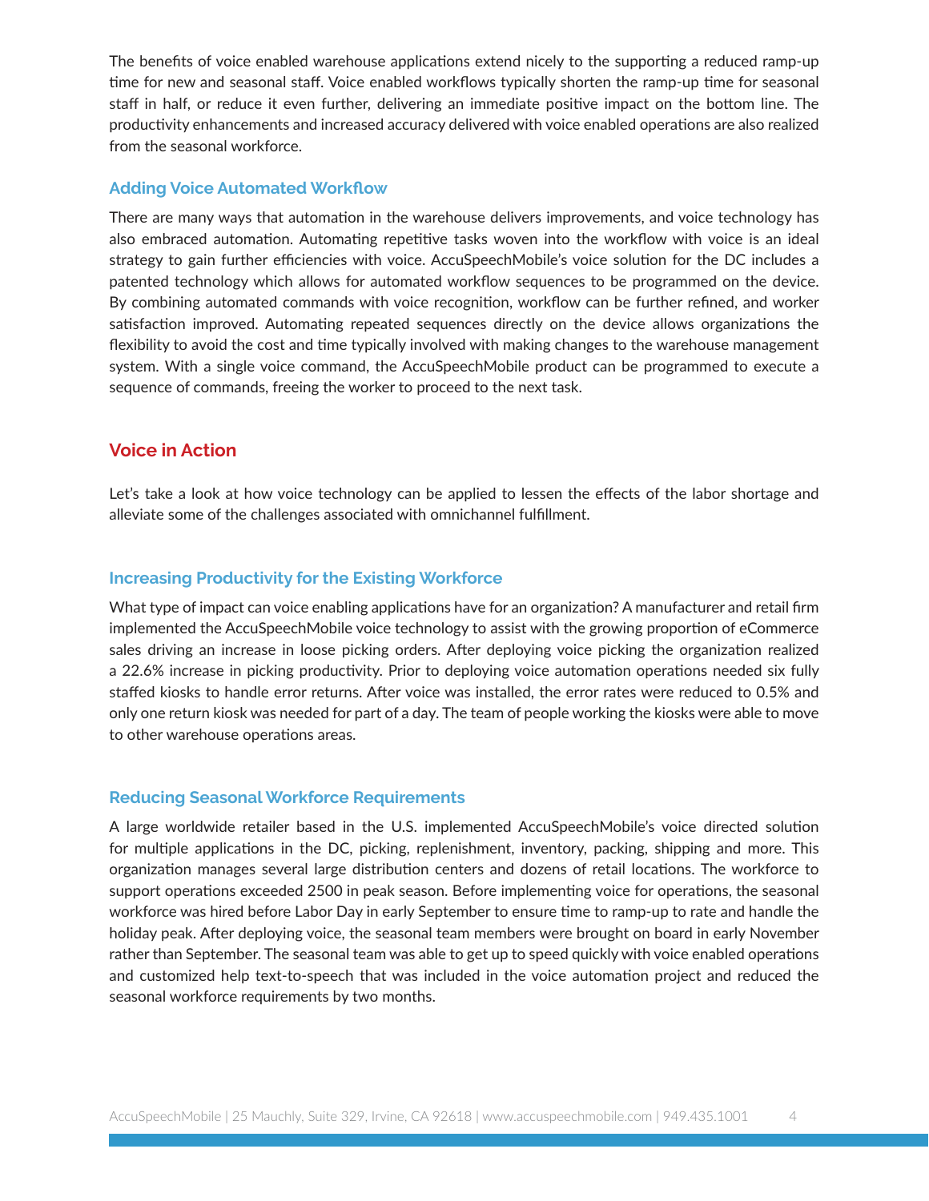The benefits of voice enabled warehouse applications extend nicely to the supporting a reduced ramp-up time for new and seasonal staff. Voice enabled workflows typically shorten the ramp-up time for seasonal staff in half, or reduce it even further, delivering an immediate positive impact on the bottom line. The productivity enhancements and increased accuracy delivered with voice enabled operations are also realized from the seasonal workforce.

### Adding Voice Automated Workflow

There are many ways that automation in the warehouse delivers improvements, and voice technology has also embraced automation. Automating repetitive tasks woven into the workflow with voice is an ideal strategy to gain further efficiencies with voice. AccuSpeechMobile's voice solution for the DC includes a patented technology which allows for automated workflow sequences to be programmed on the device. By combining automated commands with voice recognition, workflow can be further refined, and worker satisfaction improved. Automating repeated sequences directly on the device allows organizations the flexibility to avoid the cost and time typically involved with making changes to the warehouse management system. With a single voice command, the AccuSpeechMobile product can be programmed to execute a sequence of commands, freeing the worker to proceed to the next task.

## Voice in Action

Let's take a look at how voice technology can be applied to lessen the effects of the labor shortage and alleviate some of the challenges associated with omnichannel fulfillment.

### Increasing Productivity for the Existing Workforce

What type of impact can voice enabling applications have for an organization? A manufacturer and retail firm implemented the AccuSpeechMobile voice technology to assist with the growing proportion of eCommerce sales driving an increase in loose picking orders. After deploying voice picking the organization realized a 22.6% increase in picking productivity. Prior to deploying voice automation operations needed six fully staffed kiosks to handle error returns. After voice was installed, the error rates were reduced to 0.5% and only one return kiosk was needed for part of a day. The team of people working the kiosks were able to move to other warehouse operations areas.

### Reducing Seasonal Workforce Requirements

A large worldwide retailer based in the U.S. implemented AccuSpeechMobile's voice directed solution for multiple applications in the DC, picking, replenishment, inventory, packing, shipping and more. This organization manages several large distribution centers and dozens of retail locations. The workforce to support operations exceeded 2500 in peak season. Before implementing voice for operations, the seasonal workforce was hired before Labor Day in early September to ensure time to ramp-up to rate and handle the holiday peak. After deploying voice, the seasonal team members were brought on board in early November rather than September. The seasonal team was able to get up to speed quickly with voice enabled operations and customized help text-to-speech that was included in the voice automation project and reduced the seasonal workforce requirements by two months.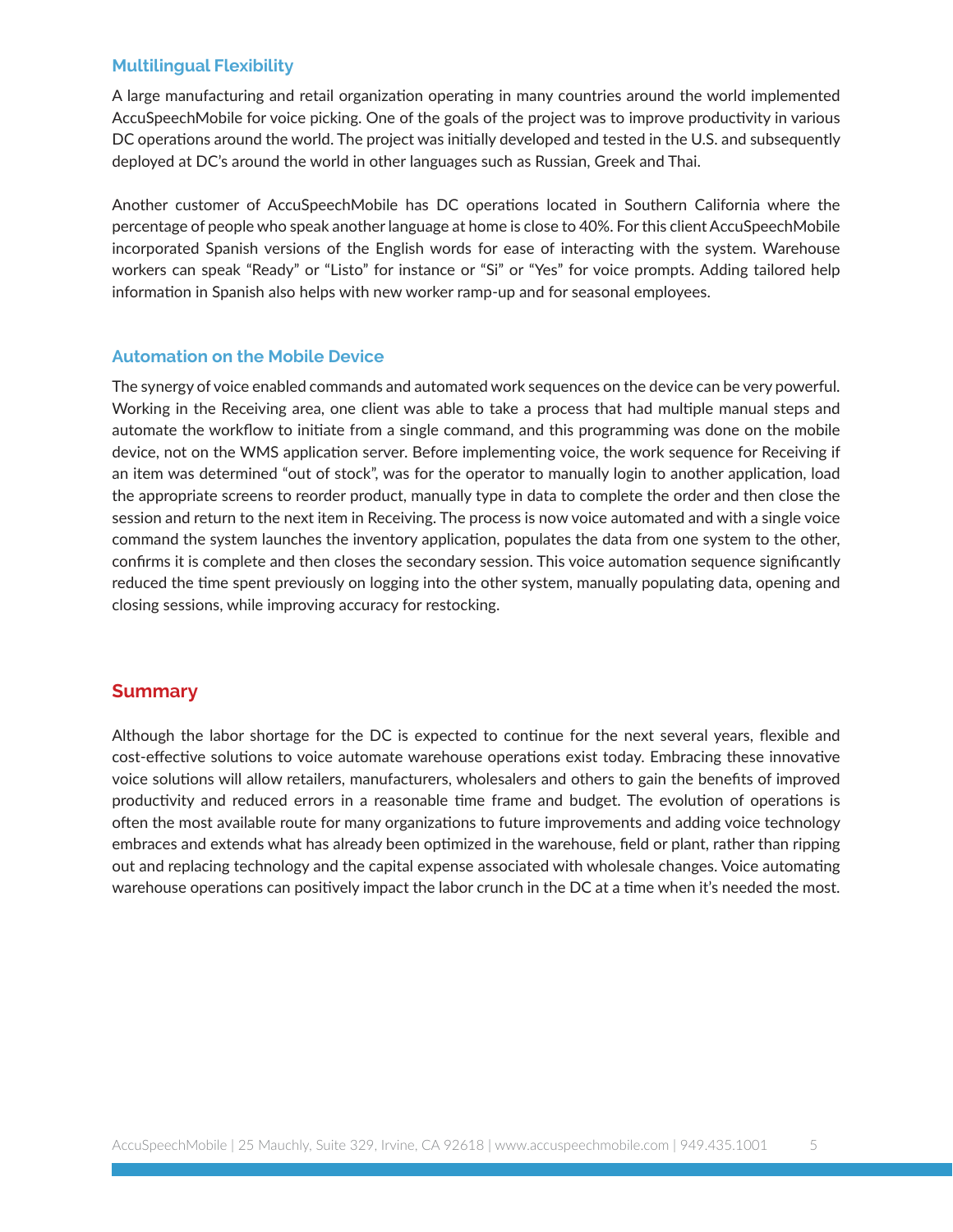### Multilingual Flexibility

A large manufacturing and retail organization operating in many countries around the world implemented AccuSpeechMobile for voice picking. One of the goals of the project was to improve productivity in various DC operations around the world. The project was initially developed and tested in the U.S. and subsequently deployed at DC's around the world in other languages such as Russian, Greek and Thai.

Another customer of AccuSpeechMobile has DC operations located in Southern California where the percentage of people who speak another language at home is close to 40%. For this client AccuSpeechMobile incorporated Spanish versions of the English words for ease of interacting with the system. Warehouse workers can speak "Ready" or "Listo" for instance or "Si" or "Yes" for voice prompts. Adding tailored help information in Spanish also helps with new worker ramp-up and for seasonal employees.

### Automation on the Mobile Device

The synergy of voice enabled commands and automated work sequences on the device can be very powerful. Working in the Receiving area, one client was able to take a process that had multiple manual steps and automate the workflow to initiate from a single command, and this programming was done on the mobile device, not on the WMS application server. Before implementing voice, the work sequence for Receiving if an item was determined "out of stock", was for the operator to manually login to another application, load the appropriate screens to reorder product, manually type in data to complete the order and then close the session and return to the next item in Receiving. The process is now voice automated and with a single voice command the system launches the inventory application, populates the data from one system to the other, confirms it is complete and then closes the secondary session. This voice automation sequence significantly reduced the time spent previously on logging into the other system, manually populating data, opening and closing sessions, while improving accuracy for restocking.

## Summary

Although the labor shortage for the DC is expected to continue for the next several years, flexible and cost-effective solutions to voice automate warehouse operations exist today. Embracing these innovative voice solutions will allow retailers, manufacturers, wholesalers and others to gain the benefits of improved productivity and reduced errors in a reasonable time frame and budget. The evolution of operations is often the most available route for many organizations to future improvements and adding voice technology embraces and extends what has already been optimized in the warehouse, field or plant, rather than ripping out and replacing technology and the capital expense associated with wholesale changes. Voice automating warehouse operations can positively impact the labor crunch in the DC at a time when it's needed the most.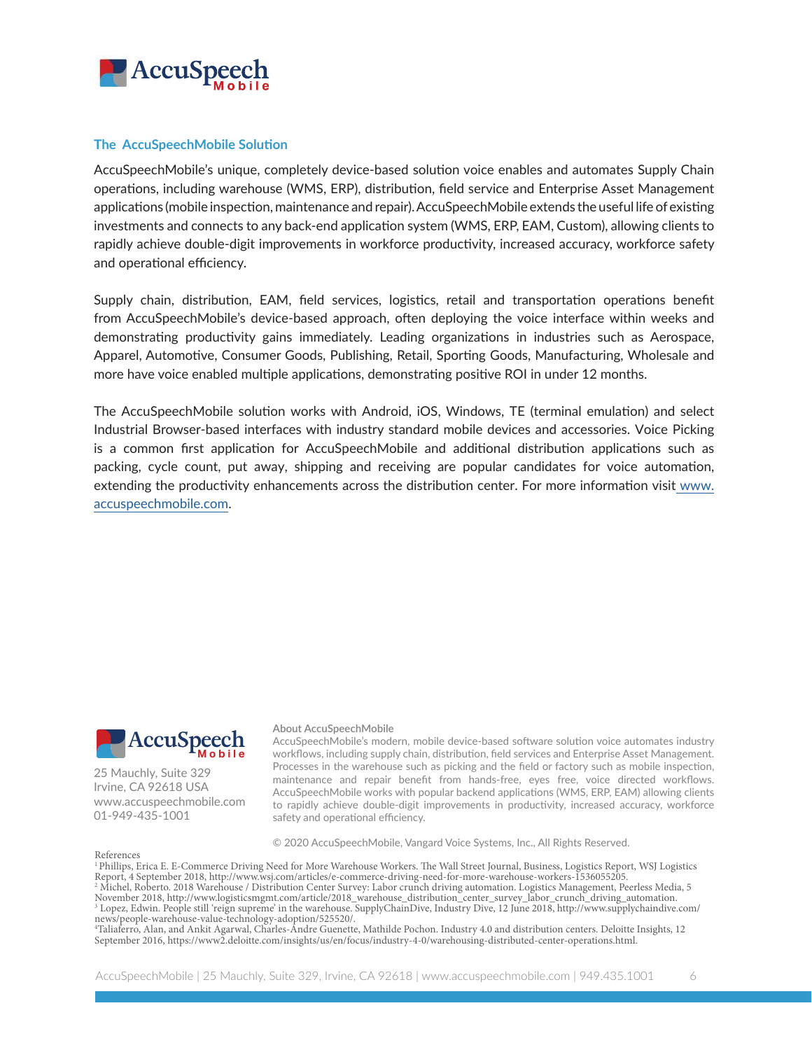## The AccuSpeechMobile Solution

AccuSpeechMobile's unique, completely device-based solution voice enables and automates Supply Chain operations, including warehouse (WMS, ERP), distribution, field service and Enterprise Asset Management applications (mobile inspection, maintenance and repair). AccuSpeechMobile extends the useful life of existing investments and connects to any back-end application system (WMS, ERP, EAM, Custom), allowing clients to rapidly achieve double-digit improvements in workforce productivity, increased accuracy, workforce safety and operational efficiency.

Supply chain, distribution, EAM, field services, logistics, retail and transportation operations benefit from AccuSpeechMobile's device-based approach, often deploying the voice interface within weeks and demonstrating productivity gains immediately. Leading organizations in industries such as Aerospace, Apparel, Automotive, Consumer Goods, Publishing, Retail, Sporting Goods, Manufacturing, Wholesale and more have voice enabled multiple applications, demonstrating positive ROI in under 12 months.

The AccuSpeechMobile solution works with Android, iOS, Windows, TE (terminal emulation) and select Industrial Browser-based interfaces with industry standard mobile devices and accessories. Voice Picking is a common first application for AccuSpeechMobile and additional distribution applications such as packing, cycle count, put away, shipping and receiving are popular candidates for voice automation, extending the productivity enhancements across the distribution center. For more information visit www.accuspeechmobile.com.

AccuSpeech Mobile

25 Mauchly, Suite 329
Irvine, CA 92618 USA
www.accuspeechmobile.com
01-949-435-1001

**About AccuSpeechMobile**

AccuSpeechMobile's modern, mobile device-based software solution voice automates industry workflows, including supply chain, distribution, field services and Enterprise Asset Management. Processes in the warehouse such as picking and the field or factory such as mobile inspection, maintenance and repair benefit from hands-free, eyes free, voice directed workflows. AccuSpeechMobile works with popular backend applications (WMS, ERP, EAM) allowing clients to rapidly achieve double-digit improvements in productivity, increased accuracy, workforce safety and operational efficiency.

© 2020 AccuSpeechMobile, Vangard Voice Systems, Inc., All Rights Reserved.

References

[1] Phillips, Erica E. E-Commerce Driving Need for More Warehouse Workers. The Wall Street Journal, Business, Logistics Report, WSJ Logistics Report, 4 September 2018, http://www.wsj.com/articles/e-commerce-driving-need-for-more-warehouse-workers-1536055205.

[2] Michel, Roberto. 2018 Warehouse / Distribution Center Survey: Labor crunch driving automation. Logistics Management, Peerless Media, 5 November 2018, http://www.logisticsmgmt.com/article/2018_warehouse_distribution_center_survey_labor_crunch_driving_automation.

[3] Lopez, Edwin. People still 'reign supreme' in the warehouse. SupplyChainDive, Industry Dive, 12 June 2018, http://www.supplychaindive.com/news/people-warehouse-value-technology-adoption/525520/.

[4] Taliaferro, Alan, and Ankit Agarwal, Charles-Andre Guenette, Mathilde Pochon. Industry 4.0 and distribution centers. Deloitte Insights, 12 September 2016, https://www2.deloitte.com/insights/us/en/focus/industry-4-0/warehousing-distributed-center-operations.html.